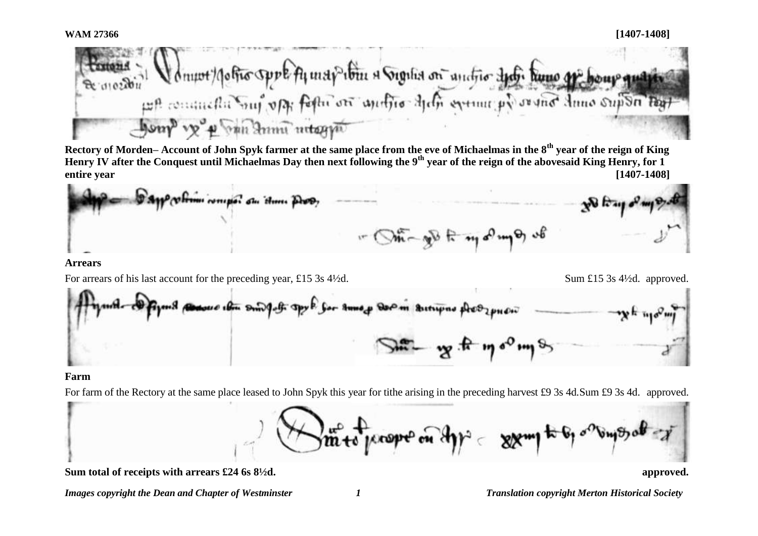**WAM 27366** **[1407-1408]**

**Rectory of Morden– Account of John Spyk farmer at the same place from the eve of Michaelmas in the 8th year of the reign of King Henry IV after the Conquest until Michaelmas Day then next following the 9th year of the reign of the abovesaid King Henry, for 1 entire year** **[1407-1408]**

**Arrears**

For arrears of his last account for the preceding year, £15 3s 4½d. Sum £15 3s 4½d. approved.

**Farm**

For farm of the Rectory at the same place leased to John Spyk this year for tithe arising in the preceding harvest £9 3s 4d. Sum £9 3s 4d. approved.

**Sum total of receipts with arrears £24 6s 8½d.** **approved.**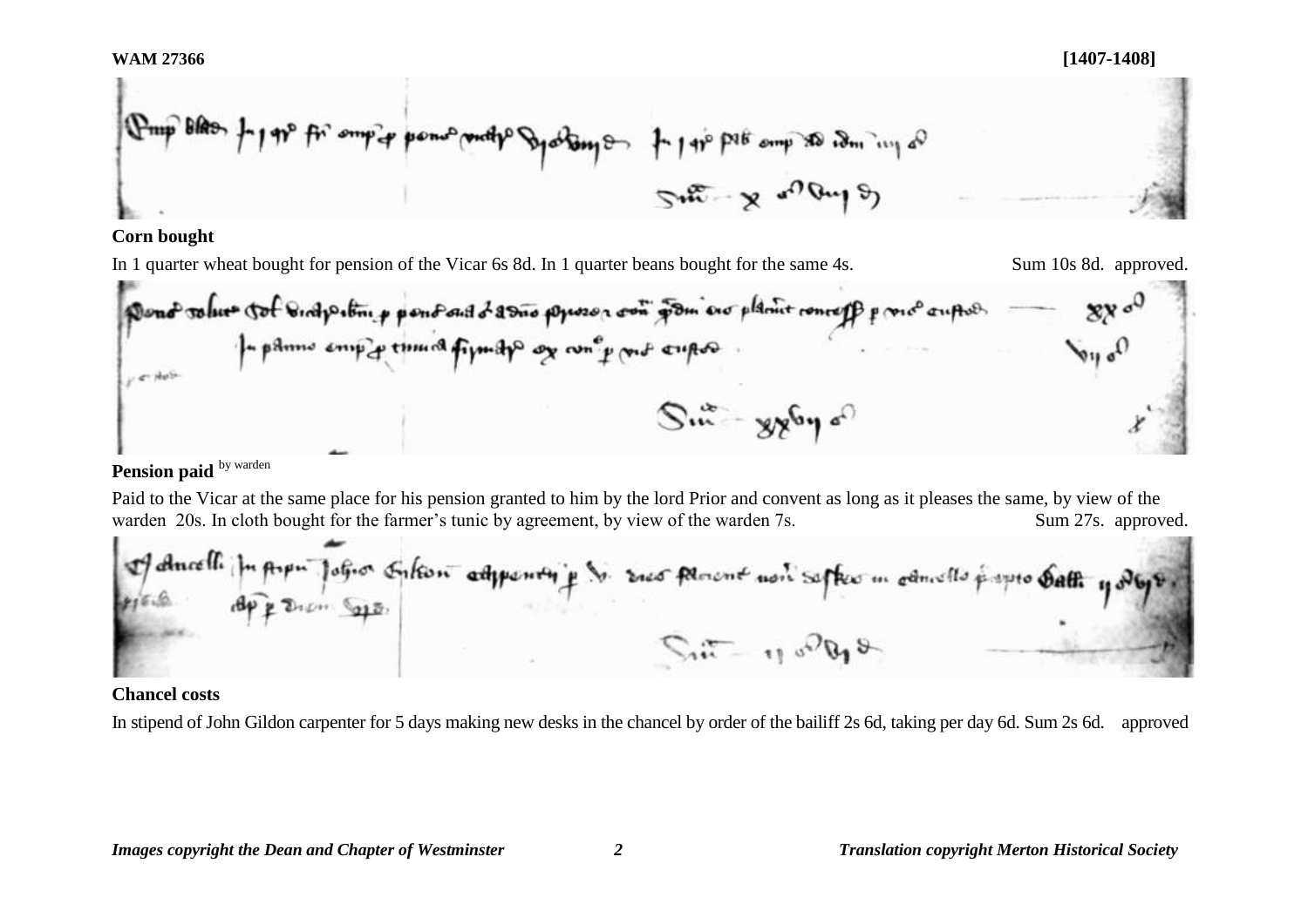**Corn bought**

In 1 quarter wheat bought for pension of the Vicar 6s 8d. In 1 quarter beans bought for the same 4s. Sum 10s 8d. approved.

**Pension paid** by warden

Paid to the Vicar at the same place for his pension granted to him by the lord Prior and convent as long as it pleases the same, by view of the warden 20s. In cloth bought for the farmer's tunic by agreement, by view of the warden 7s. Sum 27s. approved.

**Chancel costs**

In stipend of John Gildon carpenter for 5 days making new desks in the chancel by order of the bailiff 2s 6d, taking per day 6d. Sum 2s 6d. approved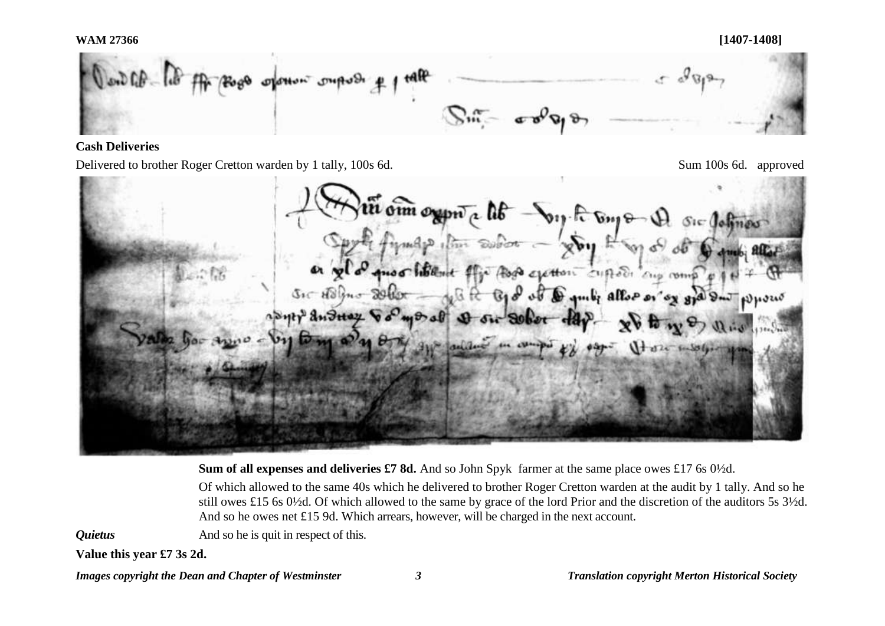**Cash Deliveries**

Delivered to brother Roger Cretton warden by 1 tally, 100s 6d. Sum 100s 6d. approved

**Sum of all expenses and deliveries £7 8d.** And so John Spyk farmer at the same place owes £17 6s 0½d.

Of which allowed to the same 40s which he delivered to brother Roger Cretton warden at the audit by 1 tally. And so he still owes £15 6s 0½d. Of which allowed to the same by grace of the lord Prior and the discretion of the auditors 5s 3½d. And so he owes net £15 9d. Which arrears, however, will be charged in the next account.

*Quietus* And so he is quit in respect of this.

**Value this year £7 3s 2d.**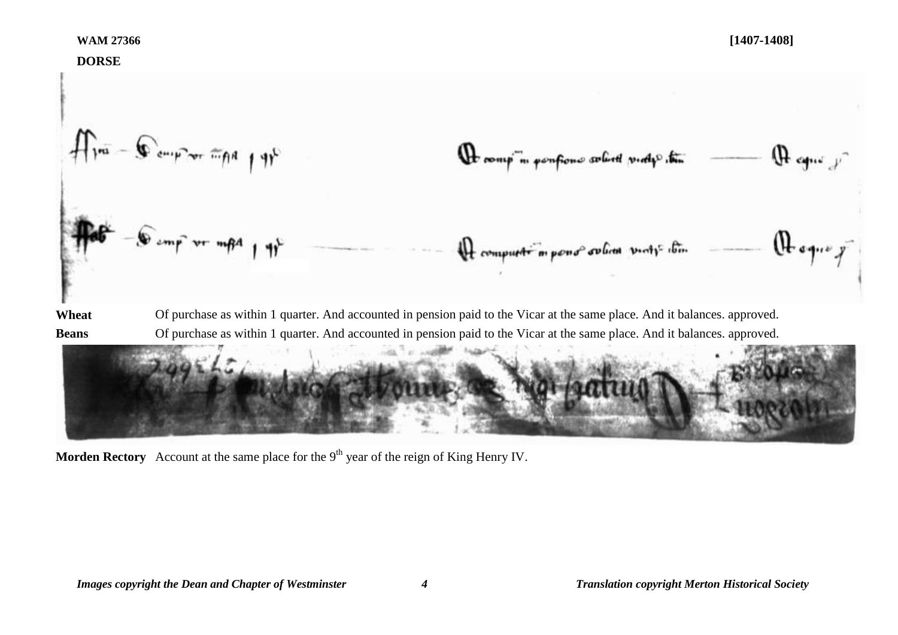**WAM 27366** **[1407-1408]**

**DORSE**

| | |
|---|---|
| **Wheat** | Of purchase as within 1 quarter. And accounted in pension paid to the Vicar at the same place. And it balances. approved. |
| **Beans** | Of purchase as within 1 quarter. And accounted in pension paid to the Vicar at the same place. And it balances. approved. |

**Morden Rectory** Account at the same place for the 9th year of the reign of King Henry IV.